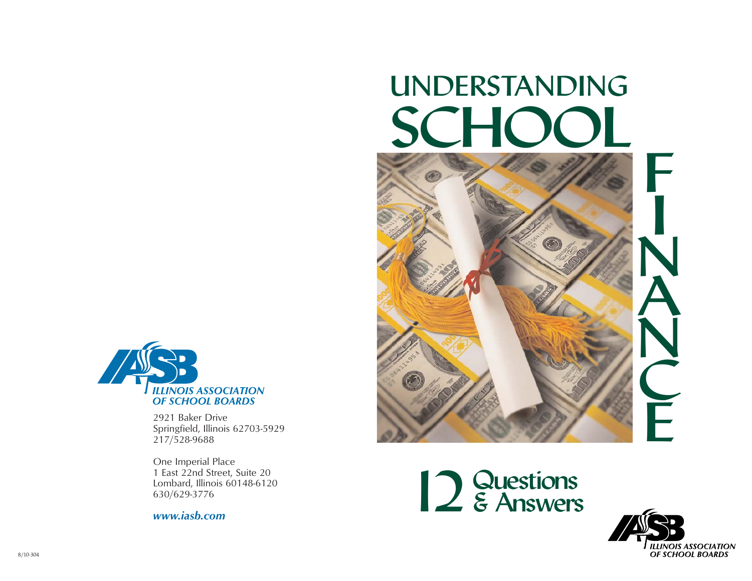ILLINOIS ASSOCIATION OF SCHOOL BOARDS

2921 Baker Drive
Springfield, Illinois 62703-5929
217/528-9688

One Imperial Place
1 East 22nd Street, Suite 20
Lombard, Illinois 60148-6120
630/629-3776

***www.iasb.com***

8/10-304

# UNDERSTANDING SCHOOL FINANCE

## 12 Questions & Answers

ILLINOIS ASSOCIATION OF SCHOOL BOARDS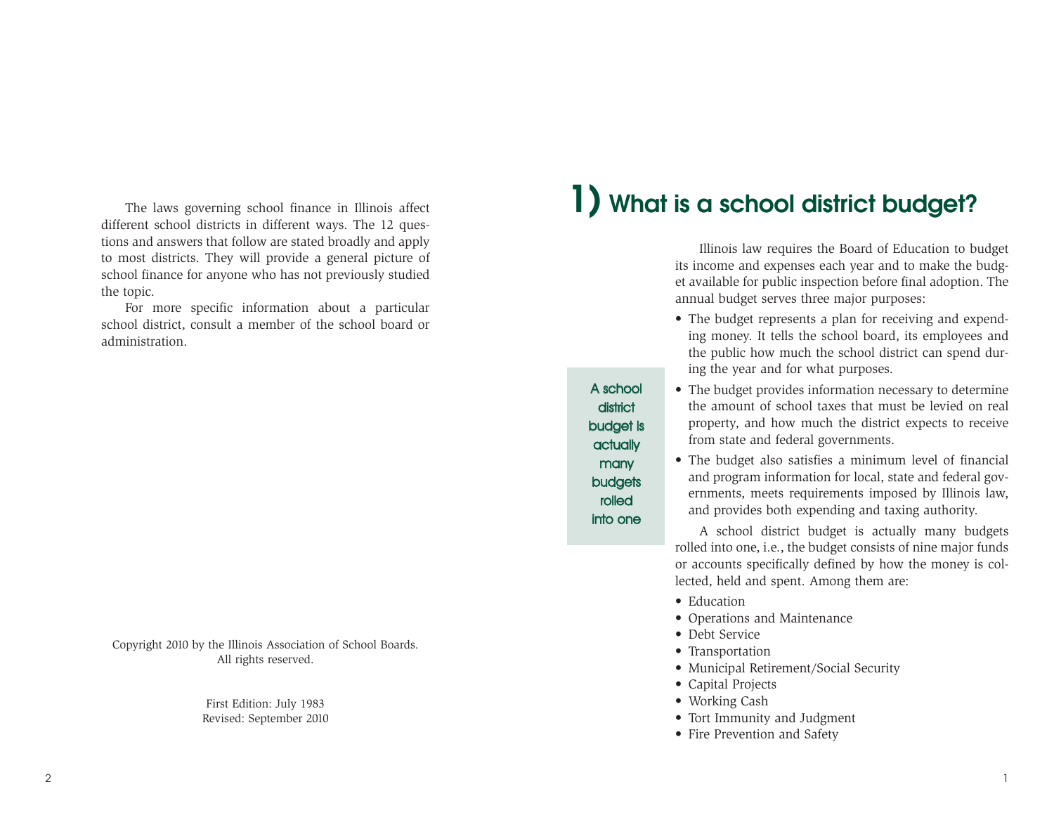The laws governing school finance in Illinois affect different school districts in different ways. The 12 questions and answers that follow are stated broadly and apply to most districts. They will provide a general picture of school finance for anyone who has not previously studied the topic.

For more specific information about a particular school district, consult a member of the school board or administration.

Copyright 2010 by the Illinois Association of School Boards. All rights reserved.

First Edition: July 1983
Revised: September 2010

# 1) What is a school district budget?

Illinois law requires the Board of Education to budget its income and expenses each year and to make the budget available for public inspection before final adoption. The annual budget serves three major purposes:

- The budget represents a plan for receiving and expending money. It tells the school board, its employees and the public how much the school district can spend during the year and for what purposes.
- The budget provides information necessary to determine the amount of school taxes that must be levied on real property, and how much the district expects to receive from state and federal governments.
- The budget also satisfies a minimum level of financial and program information for local, state and federal governments, meets requirements imposed by Illinois law, and provides both expending and taxing authority.

> A school district budget is actually many budgets rolled into one

A school district budget is actually many budgets rolled into one, i.e., the budget consists of nine major funds or accounts specifically defined by how the money is collected, held and spent. Among them are:

- Education
- Operations and Maintenance
- Debt Service
- Transportation
- Municipal Retirement/Social Security
- Capital Projects
- Working Cash
- Tort Immunity and Judgment
- Fire Prevention and Safety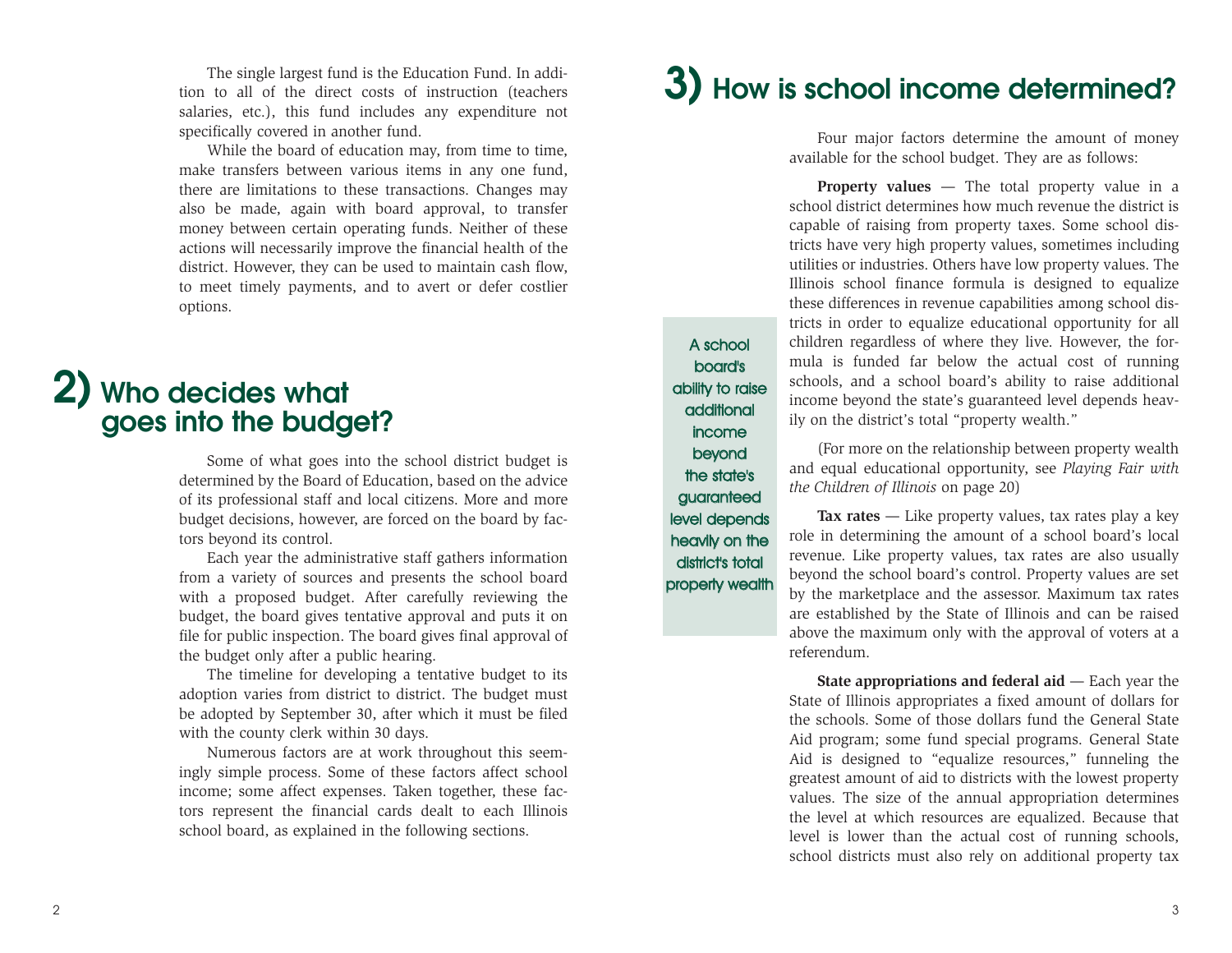The single largest fund is the Education Fund. In addition to all of the direct costs of instruction (teachers salaries, etc.), this fund includes any expenditure not specifically covered in another fund.

While the board of education may, from time to time, make transfers between various items in any one fund, there are limitations to these transactions. Changes may also be made, again with board approval, to transfer money between certain operating funds. Neither of these actions will necessarily improve the financial health of the district. However, they can be used to maintain cash flow, to meet timely payments, and to avert or defer costlier options.

## 2) Who decides what goes into the budget?

Some of what goes into the school district budget is determined by the Board of Education, based on the advice of its professional staff and local citizens. More and more budget decisions, however, are forced on the board by factors beyond its control.

Each year the administrative staff gathers information from a variety of sources and presents the school board with a proposed budget. After carefully reviewing the budget, the board gives tentative approval and puts it on file for public inspection. The board gives final approval of the budget only after a public hearing.

The timeline for developing a tentative budget to its adoption varies from district to district. The budget must be adopted by September 30, after which it must be filed with the county clerk within 30 days.

Numerous factors are at work throughout this seemingly simple process. Some of these factors affect school income; some affect expenses. Taken together, these factors represent the financial cards dealt to each Illinois school board, as explained in the following sections.

## 3) How is school income determined?

Four major factors determine the amount of money available for the school budget. They are as follows:

**Property values** — The total property value in a school district determines how much revenue the district is capable of raising from property taxes. Some school districts have very high property values, sometimes including utilities or industries. Others have low property values. The Illinois school finance formula is designed to equalize these differences in revenue capabilities among school districts in order to equalize educational opportunity for all children regardless of where they live. However, the formula is funded far below the actual cost of running schools, and a school board's ability to raise additional income beyond the state's guaranteed level depends heavily on the district's total "property wealth."

> A school board's ability to raise additional income beyond the state's guaranteed level depends heavily on the district's total property wealth

(For more on the relationship between property wealth and equal educational opportunity, see *Playing Fair with the Children of Illinois* on page 20)

**Tax rates** — Like property values, tax rates play a key role in determining the amount of a school board's local revenue. Like property values, tax rates are also usually beyond the school board's control. Property values are set by the marketplace and the assessor. Maximum tax rates are established by the State of Illinois and can be raised above the maximum only with the approval of voters at a referendum.

**State appropriations and federal aid** — Each year the State of Illinois appropriates a fixed amount of dollars for the schools. Some of those dollars fund the General State Aid program; some fund special programs. General State Aid is designed to "equalize resources," funneling the greatest amount of aid to districts with the lowest property values. The size of the annual appropriation determines the level at which resources are equalized. Because that level is lower than the actual cost of running schools, school districts must also rely on additional property tax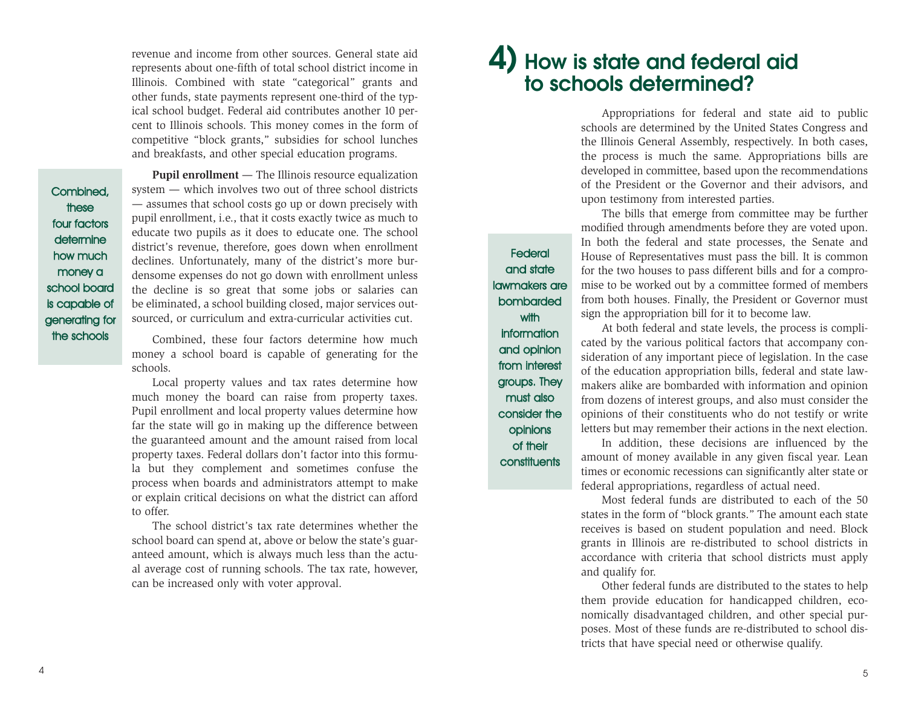revenue and income from other sources. General state aid represents about one-fifth of total school district income in Illinois. Combined with state "categorical" grants and other funds, state payments represent one-third of the typical school budget. Federal aid contributes another 10 percent to Illinois schools. This money comes in the form of competitive "block grants," subsidies for school lunches and breakfasts, and other special education programs.

> Combined, these four factors determine how much money a school board is capable of generating for the schools

**Pupil enrollment** — The Illinois resource equalization system — which involves two out of three school districts — assumes that school costs go up or down precisely with pupil enrollment, i.e., that it costs exactly twice as much to educate two pupils as it does to educate one. The school district's revenue, therefore, goes down when enrollment declines. Unfortunately, many of the district's more burdensome expenses do not go down with enrollment unless the decline is so great that some jobs or salaries can be eliminated, a school building closed, major services outsourced, or curriculum and extra-curricular activities cut.

Combined, these four factors determine how much money a school board is capable of generating for the schools.

Local property values and tax rates determine how much money the board can raise from property taxes. Pupil enrollment and local property values determine how far the state will go in making up the difference between the guaranteed amount and the amount raised from local property taxes. Federal dollars don't factor into this formula but they complement and sometimes confuse the process when boards and administrators attempt to make or explain critical decisions on what the district can afford to offer.

The school district's tax rate determines whether the school board can spend at, above or below the state's guaranteed amount, which is always much less than the actual average cost of running schools. The tax rate, however, can be increased only with voter approval.

## 4) How is state and federal aid to schools determined?

Appropriations for federal and state aid to public schools are determined by the United States Congress and the Illinois General Assembly, respectively. In both cases, the process is much the same. Appropriations bills are developed in committee, based upon the recommendations of the President or the Governor and their advisors, and upon testimony from interested parties.

The bills that emerge from committee may be further modified through amendments before they are voted upon. In both the federal and state processes, the Senate and House of Representatives must pass the bill. It is common for the two houses to pass different bills and for a compromise to be worked out by a committee formed of members from both houses. Finally, the President or Governor must sign the appropriation bill for it to become law.

> Federal and state lawmakers are bombarded with information and opinion from interest groups. They must also consider the opinions of their constituents

At both federal and state levels, the process is complicated by the various political factors that accompany consideration of any important piece of legislation. In the case of the education appropriation bills, federal and state lawmakers alike are bombarded with information and opinion from dozens of interest groups, and also must consider the opinions of their constituents who do not testify or write letters but may remember their actions in the next election.

In addition, these decisions are influenced by the amount of money available in any given fiscal year. Lean times or economic recessions can significantly alter state or federal appropriations, regardless of actual need.

Most federal funds are distributed to each of the 50 states in the form of "block grants." The amount each state receives is based on student population and need. Block grants in Illinois are re-distributed to school districts in accordance with criteria that school districts must apply and qualify for.

Other federal funds are distributed to the states to help them provide education for handicapped children, economically disadvantaged children, and other special purposes. Most of these funds are re-distributed to school districts that have special need or otherwise qualify.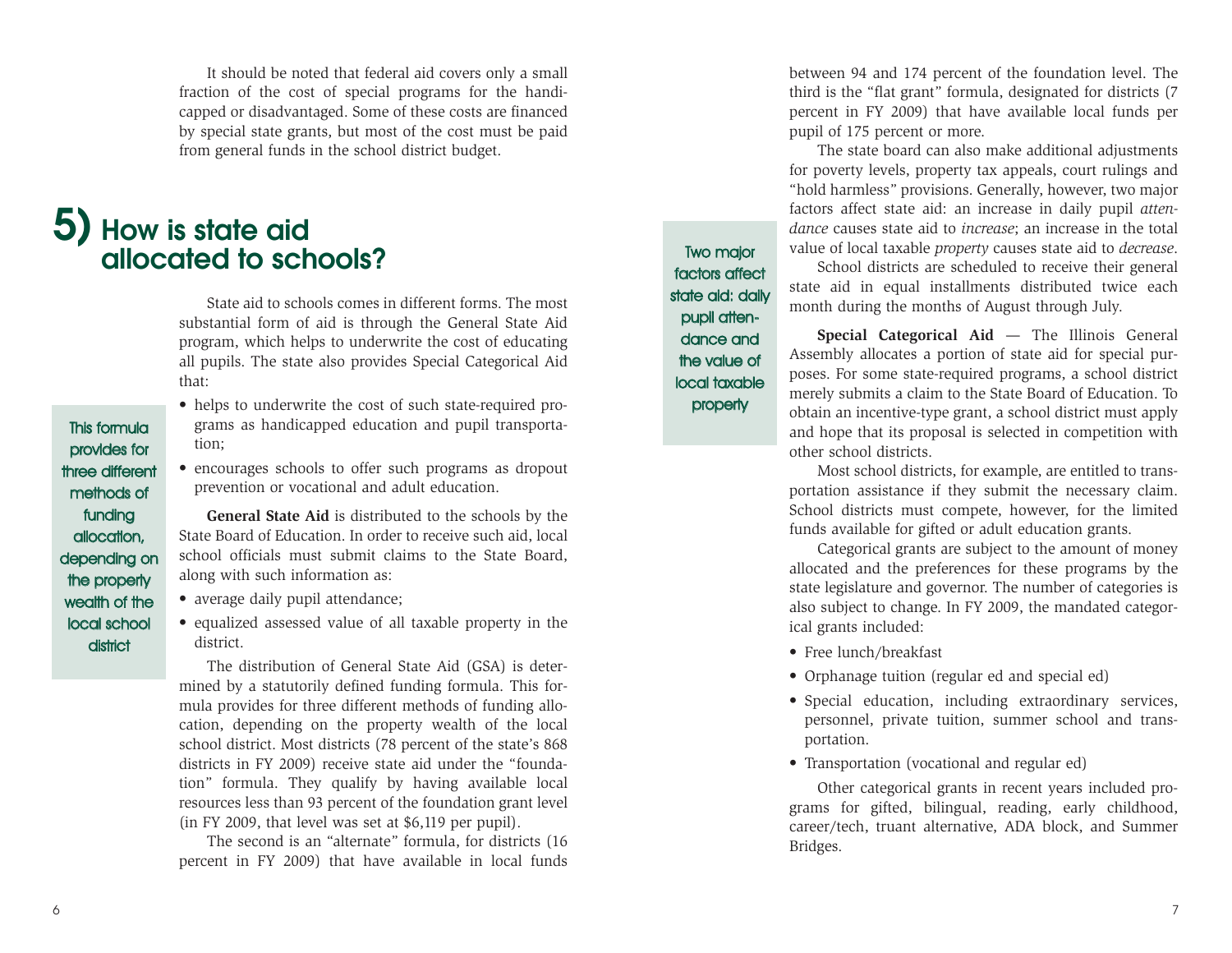It should be noted that federal aid covers only a small fraction of the cost of special programs for the handicapped or disadvantaged. Some of these costs are financed by special state grants, but most of the cost must be paid from general funds in the school district budget.

## 5) How is state aid allocated to schools?

State aid to schools comes in different forms. The most substantial form of aid is through the General State Aid program, which helps to underwrite the cost of educating all pupils. The state also provides Special Categorical Aid that:

- helps to underwrite the cost of such state-required programs as handicapped education and pupil transportation;
- encourages schools to offer such programs as dropout prevention or vocational and adult education.

> This formula provides for three different methods of funding allocation, depending on the property wealth of the local school district

**General State Aid** is distributed to the schools by the State Board of Education. In order to receive such aid, local school officials must submit claims to the State Board, along with such information as:

- average daily pupil attendance;
- equalized assessed value of all taxable property in the district.

The distribution of General State Aid (GSA) is determined by a statutorily defined funding formula. This formula provides for three different methods of funding allocation, depending on the property wealth of the local school district. Most districts (78 percent of the state's 868 districts in FY 2009) receive state aid under the "foundation" formula. They qualify by having available local resources less than 93 percent of the foundation grant level (in FY 2009, that level was set at $6,119 per pupil).

The second is an "alternate" formula, for districts (16 percent in FY 2009) that have available in local funds between 94 and 174 percent of the foundation level. The third is the "flat grant" formula, designated for districts (7 percent in FY 2009) that have available local funds per pupil of 175 percent or more.

The state board can also make additional adjustments for poverty levels, property tax appeals, court rulings and "hold harmless" provisions. Generally, however, two major factors affect state aid: an increase in daily pupil *attendance* causes state aid to *increase*; an increase in the total value of local taxable *property* causes state aid to *decrease*.

> Two major factors affect state aid: daily pupil attendance and the value of local taxable property

School districts are scheduled to receive their general state aid in equal installments distributed twice each month during the months of August through July.

**Special Categorical Aid** — The Illinois General Assembly allocates a portion of state aid for special purposes. For some state-required programs, a school district merely submits a claim to the State Board of Education. To obtain an incentive-type grant, a school district must apply and hope that its proposal is selected in competition with other school districts.

Most school districts, for example, are entitled to transportation assistance if they submit the necessary claim. School districts must compete, however, for the limited funds available for gifted or adult education grants.

Categorical grants are subject to the amount of money allocated and the preferences for these programs by the state legislature and governor. The number of categories is also subject to change. In FY 2009, the mandated categorical grants included:

- Free lunch/breakfast
- Orphanage tuition (regular ed and special ed)
- Special education, including extraordinary services, personnel, private tuition, summer school and transportation.
- Transportation (vocational and regular ed)

Other categorical grants in recent years included programs for gifted, bilingual, reading, early childhood, career/tech, truant alternative, ADA block, and Summer Bridges.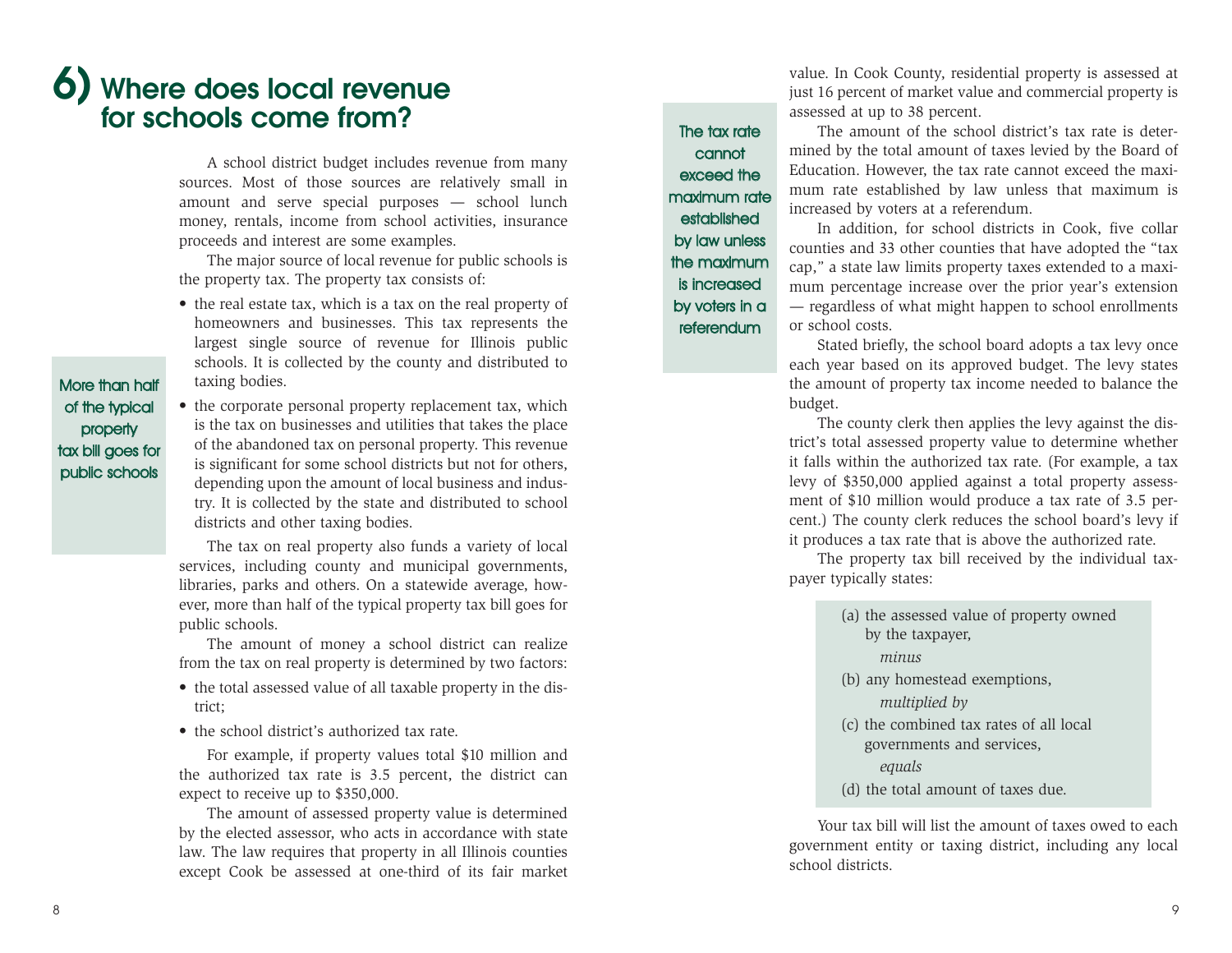# 6) Where does local revenue for schools come from?

A school district budget includes revenue from many sources. Most of those sources are relatively small in amount and serve special purposes — school lunch money, rentals, income from school activities, insurance proceeds and interest are some examples.

The major source of local revenue for public schools is the property tax. The property tax consists of:

- the real estate tax, which is a tax on the real property of homeowners and businesses. This tax represents the largest single source of revenue for Illinois public schools. It is collected by the county and distributed to taxing bodies.
- the corporate personal property replacement tax, which is the tax on businesses and utilities that takes the place of the abandoned tax on personal property. This revenue is significant for some school districts but not for others, depending upon the amount of local business and industry. It is collected by the state and distributed to school districts and other taxing bodies.

> More than half of the typical property tax bill goes for public schools

The tax on real property also funds a variety of local services, including county and municipal governments, libraries, parks and others. On a statewide average, however, more than half of the typical property tax bill goes for public schools.

The amount of money a school district can realize from the tax on real property is determined by two factors:

- the total assessed value of all taxable property in the district;
- the school district's authorized tax rate.

For example, if property values total $10 million and the authorized tax rate is 3.5 percent, the district can expect to receive up to $350,000.

The amount of assessed property value is determined by the elected assessor, who acts in accordance with state law. The law requires that property in all Illinois counties except Cook be assessed at one-third of its fair market value. In Cook County, residential property is assessed at just 16 percent of market value and commercial property is assessed at up to 38 percent.

> The tax rate cannot exceed the maximum rate established by law unless the maximum is increased by voters in a referendum

The amount of the school district's tax rate is determined by the total amount of taxes levied by the Board of Education. However, the tax rate cannot exceed the maximum rate established by law unless that maximum is increased by voters at a referendum.

In addition, for school districts in Cook, five collar counties and 33 other counties that have adopted the "tax cap," a state law limits property taxes extended to a maximum percentage increase over the prior year's extension — regardless of what might happen to school enrollments or school costs.

Stated briefly, the school board adopts a tax levy once each year based on its approved budget. The levy states the amount of property tax income needed to balance the budget.

The county clerk then applies the levy against the district's total assessed property value to determine whether it falls within the authorized tax rate. (For example, a tax levy of $350,000 applied against a total property assessment of $10 million would produce a tax rate of 3.5 percent.) The county clerk reduces the school board's levy if it produces a tax rate that is above the authorized rate.

The property tax bill received by the individual taxpayer typically states:

(a) the assessed value of property owned by the taxpayer,

*minus*

(b) any homestead exemptions,

*multiplied by*

(c) the combined tax rates of all local governments and services,

*equals*

(d) the total amount of taxes due.

Your tax bill will list the amount of taxes owed to each government entity or taxing district, including any local school districts.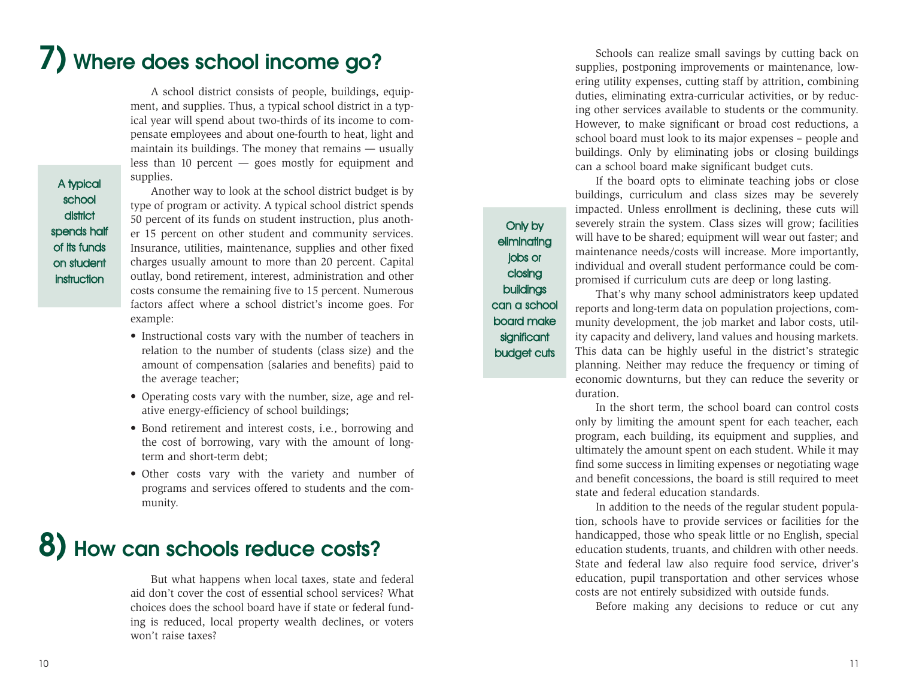## 7) Where does school income go?

A school district consists of people, buildings, equipment, and supplies. Thus, a typical school district in a typical year will spend about two-thirds of its income to compensate employees and about one-fourth to heat, light and maintain its buildings. The money that remains — usually less than 10 percent — goes mostly for equipment and supplies.

> A typical school district spends half of its funds on student instruction

Another way to look at the school district budget is by type of program or activity. A typical school district spends 50 percent of its funds on student instruction, plus another 15 percent on other student and community services. Insurance, utilities, maintenance, supplies and other fixed charges usually amount to more than 20 percent. Capital outlay, bond retirement, interest, administration and other costs consume the remaining five to 15 percent. Numerous factors affect where a school district's income goes. For example:

- Instructional costs vary with the number of teachers in relation to the number of students (class size) and the amount of compensation (salaries and benefits) paid to the average teacher;
- Operating costs vary with the number, size, age and relative energy-efficiency of school buildings;
- Bond retirement and interest costs, i.e., borrowing and the cost of borrowing, vary with the amount of long-term and short-term debt;
- Other costs vary with the variety and number of programs and services offered to students and the community.

## 8) How can schools reduce costs?

But what happens when local taxes, state and federal aid don't cover the cost of essential school services? What choices does the school board have if state or federal funding is reduced, local property wealth declines, or voters won't raise taxes?

Schools can realize small savings by cutting back on supplies, postponing improvements or maintenance, lowering utility expenses, cutting staff by attrition, combining duties, eliminating extra-curricular activities, or by reducing other services available to students or the community. However, to make significant or broad cost reductions, a school board must look to its major expenses – people and buildings. Only by eliminating jobs or closing buildings can a school board make significant budget cuts.

> Only by eliminating jobs or closing buildings can a school board make significant budget cuts

If the board opts to eliminate teaching jobs or close buildings, curriculum and class sizes may be severely impacted. Unless enrollment is declining, these cuts will severely strain the system. Class sizes will grow; facilities will have to be shared; equipment will wear out faster; and maintenance needs/costs will increase. More importantly, individual and overall student performance could be compromised if curriculum cuts are deep or long lasting.

That's why many school administrators keep updated reports and long-term data on population projections, community development, the job market and labor costs, utility capacity and delivery, land values and housing markets. This data can be highly useful in the district's strategic planning. Neither may reduce the frequency or timing of economic downturns, but they can reduce the severity or duration.

In the short term, the school board can control costs only by limiting the amount spent for each teacher, each program, each building, its equipment and supplies, and ultimately the amount spent on each student. While it may find some success in limiting expenses or negotiating wage and benefit concessions, the board is still required to meet state and federal education standards.

In addition to the needs of the regular student population, schools have to provide services or facilities for the handicapped, those who speak little or no English, special education students, truants, and children with other needs. State and federal law also require food service, driver's education, pupil transportation and other services whose costs are not entirely subsidized with outside funds.

Before making any decisions to reduce or cut any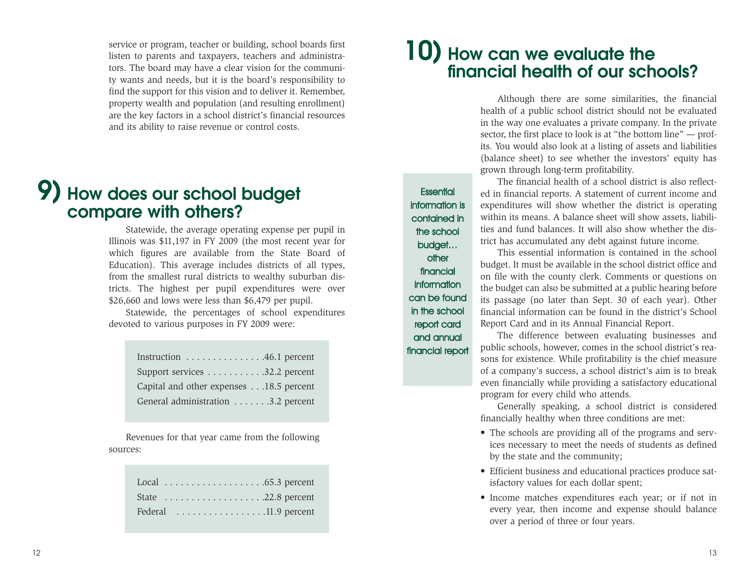service or program, teacher or building, school boards first listen to parents and taxpayers, teachers and administrators. The board may have a clear vision for the community wants and needs, but it is the board's responsibility to find the support for this vision and to deliver it. Remember, property wealth and population (and resulting enrollment) are the key factors in a school district's financial resources and its ability to raise revenue or control costs.

## 9) How does our school budget compare with others?

Statewide, the average operating expense per pupil in Illinois was $11,197 in FY 2009 (the most recent year for which figures are available from the State Board of Education). This average includes districts of all types, from the smallest rural districts to wealthy suburban districts. The highest per pupil expenditures were over $26,660 and lows were less than $6,479 per pupil.

Statewide, the percentages of school expenditures devoted to various purposes in FY 2009 were:

| Purpose | Percent |
|---|---|
| Instruction | 46.1 percent |
| Support services | 32.2 percent |
| Capital and other expenses | 18.5 percent |
| General administration | 3.2 percent |

Revenues for that year came from the following sources:

| Source | Percent |
|---|---|
| Local | 65.3 percent |
| State | 22.8 percent |
| Federal | 11.9 percent |

## 10) How can we evaluate the financial health of our schools?

Although there are some similarities, the financial health of a public school district should not be evaluated in the way one evaluates a private company. In the private sector, the first place to look is at "the bottom line" — profits. You would also look at a listing of assets and liabilities (balance sheet) to see whether the investors' equity has grown through long-term profitability.

The financial health of a school district is also reflected in financial reports. A statement of current income and expenditures will show whether the district is operating within its means. A balance sheet will show assets, liabilities and fund balances. It will also show whether the district has accumulated any debt against future income.

> Essential information is contained in the school budget… other financial information can be found in the school report card and annual financial report

This essential information is contained in the school budget. It must be available in the school district office and on file with the county clerk. Comments or questions on the budget can also be submitted at a public hearing before its passage (no later than Sept. 30 of each year). Other financial information can be found in the district's School Report Card and in its Annual Financial Report.

The difference between evaluating businesses and public schools, however, comes in the school district's reasons for existence. While profitability is the chief measure of a company's success, a school district's aim is to break even financially while providing a satisfactory educational program for every child who attends.

Generally speaking, a school district is considered financially healthy when three conditions are met:

- The schools are providing all of the programs and services necessary to meet the needs of students as defined by the state and the community;
- Efficient business and educational practices produce satisfactory values for each dollar spent;
- Income matches expenditures each year; or if not in every year, then income and expense should balance over a period of three or four years.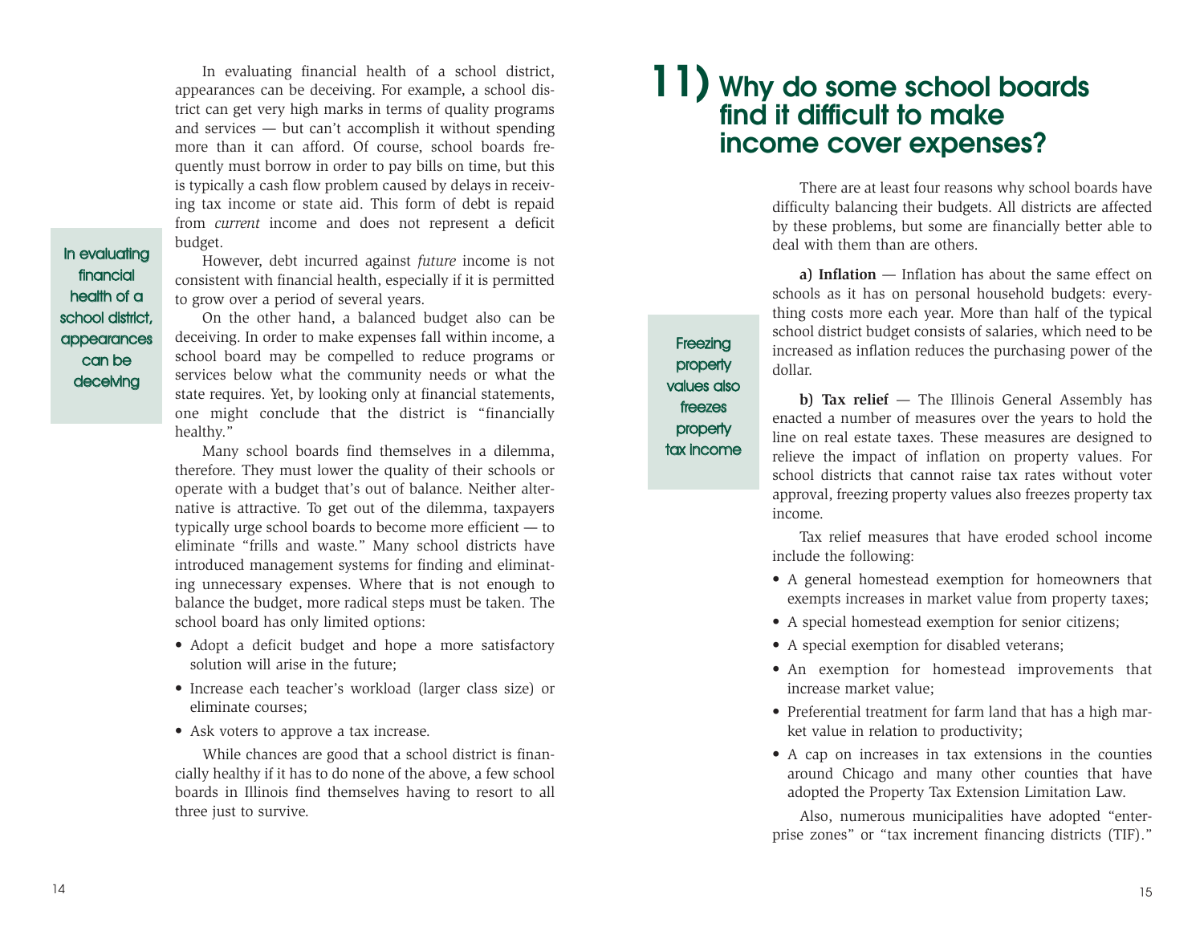In evaluating financial health of a school district, appearances can be deceiving. For example, a school district can get very high marks in terms of quality programs and services — but can't accomplish it without spending more than it can afford. Of course, school boards frequently must borrow in order to pay bills on time, but this is typically a cash flow problem caused by delays in receiving tax income or state aid. This form of debt is repaid from *current* income and does not represent a deficit budget.

> In evaluating financial health of a school district, appearances can be deceiving

However, debt incurred against *future* income is not consistent with financial health, especially if it is permitted to grow over a period of several years.

On the other hand, a balanced budget also can be deceiving. In order to make expenses fall within income, a school board may be compelled to reduce programs or services below what the community needs or what the state requires. Yet, by looking only at financial statements, one might conclude that the district is "financially healthy."

Many school boards find themselves in a dilemma, therefore. They must lower the quality of their schools or operate with a budget that's out of balance. Neither alternative is attractive. To get out of the dilemma, taxpayers typically urge school boards to become more efficient — to eliminate "frills and waste." Many school districts have introduced management systems for finding and eliminating unnecessary expenses. Where that is not enough to balance the budget, more radical steps must be taken. The school board has only limited options:

- Adopt a deficit budget and hope a more satisfactory solution will arise in the future;
- Increase each teacher's workload (larger class size) or eliminate courses;
- Ask voters to approve a tax increase.

While chances are good that a school district is financially healthy if it has to do none of the above, a few school boards in Illinois find themselves having to resort to all three just to survive.

# 11) Why do some school boards find it difficult to make income cover expenses?

There are at least four reasons why school boards have difficulty balancing their budgets. All districts are affected by these problems, but some are financially better able to deal with them than are others.

**a) Inflation** — Inflation has about the same effect on schools as it has on personal household budgets: everything costs more each year. More than half of the typical school district budget consists of salaries, which need to be increased as inflation reduces the purchasing power of the dollar.

> Freezing property values also freezes property tax income

**b) Tax relief** — The Illinois General Assembly has enacted a number of measures over the years to hold the line on real estate taxes. These measures are designed to relieve the impact of inflation on property values. For school districts that cannot raise tax rates without voter approval, freezing property values also freezes property tax income.

Tax relief measures that have eroded school income include the following:

- A general homestead exemption for homeowners that exempts increases in market value from property taxes;
- A special homestead exemption for senior citizens;
- A special exemption for disabled veterans;
- An exemption for homestead improvements that increase market value;
- Preferential treatment for farm land that has a high market value in relation to productivity;
- A cap on increases in tax extensions in the counties around Chicago and many other counties that have adopted the Property Tax Extension Limitation Law.

Also, numerous municipalities have adopted "enterprise zones" or "tax increment financing districts (TIF)."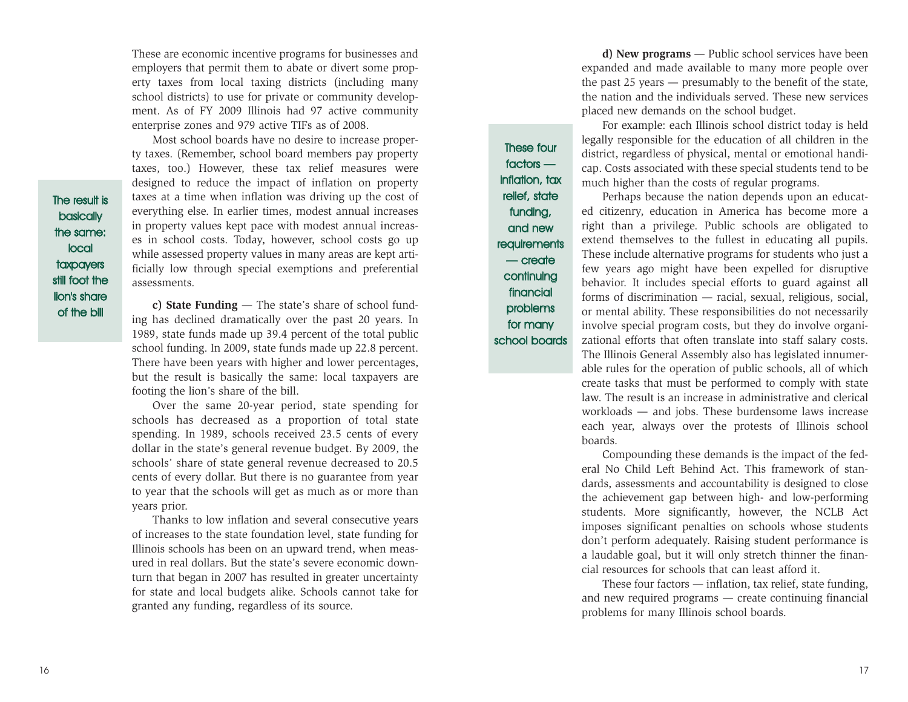These are economic incentive programs for businesses and employers that permit them to abate or divert some property taxes from local taxing districts (including many school districts) to use for private or community development. As of FY 2009 Illinois had 97 active community enterprise zones and 979 active TIFs as of 2008.

Most school boards have no desire to increase property taxes. (Remember, school board members pay property taxes, too.) However, these tax relief measures were designed to reduce the impact of inflation on property taxes at a time when inflation was driving up the cost of everything else. In earlier times, modest annual increases in property values kept pace with modest annual increases in school costs. Today, however, school costs go up while assessed property values in many areas are kept artificially low through special exemptions and preferential assessments.

> The result is basically the same: local taxpayers still foot the lion's share of the bill

**c) State Funding** — The state's share of school funding has declined dramatically over the past 20 years. In 1989, state funds made up 39.4 percent of the total public school funding. In 2009, state funds made up 22.8 percent. There have been years with higher and lower percentages, but the result is basically the same: local taxpayers are footing the lion's share of the bill.

Over the same 20-year period, state spending for schools has decreased as a proportion of total state spending. In 1989, schools received 23.5 cents of every dollar in the state's general revenue budget. By 2009, the schools' share of state general revenue decreased to 20.5 cents of every dollar. But there is no guarantee from year to year that the schools will get as much as or more than years prior.

Thanks to low inflation and several consecutive years of increases to the state foundation level, state funding for Illinois schools has been on an upward trend, when measured in real dollars. But the state's severe economic downturn that began in 2007 has resulted in greater uncertainty for state and local budgets alike. Schools cannot take for granted any funding, regardless of its source.

**d) New programs** — Public school services have been expanded and made available to many more people over the past 25 years — presumably to the benefit of the state, the nation and the individuals served. These new services placed new demands on the school budget.

> These four factors — inflation, tax relief, state funding, and new requirements — create continuing financial problems for many school boards

For example: each Illinois school district today is held legally responsible for the education of all children in the district, regardless of physical, mental or emotional handicap. Costs associated with these special students tend to be much higher than the costs of regular programs.

Perhaps because the nation depends upon an educated citizenry, education in America has become more a right than a privilege. Public schools are obligated to extend themselves to the fullest in educating all pupils. These include alternative programs for students who just a few years ago might have been expelled for disruptive behavior. It includes special efforts to guard against all forms of discrimination — racial, sexual, religious, social, or mental ability. These responsibilities do not necessarily involve special program costs, but they do involve organizational efforts that often translate into staff salary costs. The Illinois General Assembly also has legislated innumerable rules for the operation of public schools, all of which create tasks that must be performed to comply with state law. The result is an increase in administrative and clerical workloads — and jobs. These burdensome laws increase each year, always over the protests of Illinois school boards.

Compounding these demands is the impact of the federal No Child Left Behind Act. This framework of standards, assessments and accountability is designed to close the achievement gap between high- and low-performing students. More significantly, however, the NCLB Act imposes significant penalties on schools whose students don't perform adequately. Raising student performance is a laudable goal, but it will only stretch thinner the financial resources for schools that can least afford it.

These four factors — inflation, tax relief, state funding, and new required programs — create continuing financial problems for many Illinois school boards.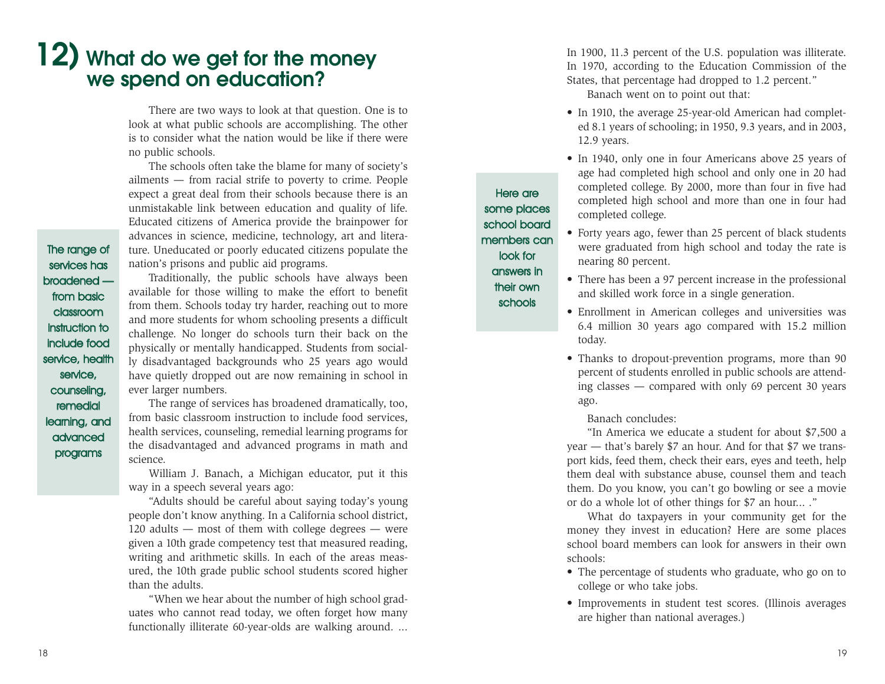## 12) What do we get for the money we spend on education?

There are two ways to look at that question. One is to look at what public schools are accomplishing. The other is to consider what the nation would be like if there were no public schools.

The schools often take the blame for many of society's ailments — from racial strife to poverty to crime. People expect a great deal from their schools because there is an unmistakable link between education and quality of life. Educated citizens of America provide the brainpower for advances in science, medicine, technology, art and literature. Uneducated or poorly educated citizens populate the nation's prisons and public aid programs.

> The range of services has broadened — from basic classroom instruction to include food service, health service, counseling, remedial learning, and advanced programs

Traditionally, the public schools have always been available for those willing to make the effort to benefit from them. Schools today try harder, reaching out to more and more students for whom schooling presents a difficult challenge. No longer do schools turn their back on the physically or mentally handicapped. Students from socially disadvantaged backgrounds who 25 years ago would have quietly dropped out are now remaining in school in ever larger numbers.

The range of services has broadened dramatically, too, from basic classroom instruction to include food services, health services, counseling, remedial learning programs for the disadvantaged and advanced programs in math and science.

William J. Banach, a Michigan educator, put it this way in a speech several years ago:

"Adults should be careful about saying today's young people don't know anything. In a California school district, 120 adults — most of them with college degrees — were given a 10th grade competency test that measured reading, writing and arithmetic skills. In each of the areas measured, the 10th grade public school students scored higher than the adults.

"When we hear about the number of high school graduates who cannot read today, we often forget how many functionally illiterate 60-year-olds are walking around. ... In 1900, 11.3 percent of the U.S. population was illiterate. In 1970, according to the Education Commission of the States, that percentage had dropped to 1.2 percent."

Banach went on to point out that:

- In 1910, the average 25-year-old American had completed 8.1 years of schooling; in 1950, 9.3 years, and in 2003, 12.9 years.
- In 1940, only one in four Americans above 25 years of age had completed high school and only one in 20 had completed college. By 2000, more than four in five had completed high school and more than one in four had completed college.
- Forty years ago, fewer than 25 percent of black students were graduated from high school and today the rate is nearing 80 percent.
- There has been a 97 percent increase in the professional and skilled work force in a single generation.
- Enrollment in American colleges and universities was 6.4 million 30 years ago compared with 15.2 million today.
- Thanks to dropout-prevention programs, more than 90 percent of students enrolled in public schools are attending classes — compared with only 69 percent 30 years ago.

Banach concludes:

"In America we educate a student for about $7,500 a year — that's barely $7 an hour. And for that $7 we transport kids, feed them, check their ears, eyes and teeth, help them deal with substance abuse, counsel them and teach them. Do you know, you can't go bowling or see a movie or do a whole lot of other things for $7 an hour... ."

> Here are some places school board members can look for answers in their own schools

What do taxpayers in your community get for the money they invest in education? Here are some places school board members can look for answers in their own schools:

- The percentage of students who graduate, who go on to college or who take jobs.
- Improvements in student test scores. (Illinois averages are higher than national averages.)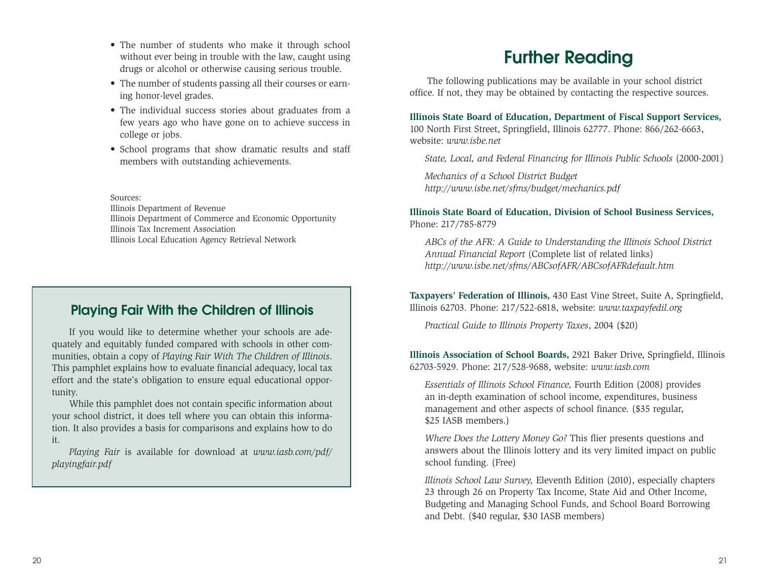- The number of students who make it through school without ever being in trouble with the law, caught using drugs or alcohol or otherwise causing serious trouble.
- The number of students passing all their courses or earning honor-level grades.
- The individual success stories about graduates from a few years ago who have gone on to achieve success in college or jobs.
- School programs that show dramatic results and staff members with outstanding achievements.

Sources:
Illinois Department of Revenue
Illinois Department of Commerce and Economic Opportunity
Illinois Tax Increment Association
Illinois Local Education Agency Retrieval Network

## Playing Fair With the Children of Illinois

If you would like to determine whether your schools are adequately and equitably funded compared with schools in other communities, obtain a copy of *Playing Fair With The Children of Illinois*. This pamphlet explains how to evaluate financial adequacy, local tax effort and the state's obligation to ensure equal educational opportunity.

While this pamphlet does not contain specific information about your school district, it does tell where you can obtain this information. It also provides a basis for comparisons and explains how to do it.

*Playing Fair* is available for download at *www.iasb.com/pdf/playingfair.pdf*

# Further Reading

The following publications may be available in your school district office. If not, they may be obtained by contacting the respective sources.

**Illinois State Board of Education, Department of Fiscal Support Services,** 100 North First Street, Springfield, Illinois 62777. Phone: 866/262-6663, website: *www.isbe.net*

*State, Local, and Federal Financing for Illinois Public Schools* (2000-2001)

*Mechanics of a School District Budget*
*http://www.isbe.net/sfms/budget/mechanics.pdf*

**Illinois State Board of Education, Division of School Business Services,** Phone: 217/785-8779

*ABCs of the AFR: A Guide to Understanding the Illinois School District Annual Financial Report* (Complete list of related links)
*http://www.isbe.net/sfms/ABCsofAFR/ABCsofAFRdefault.htm*

**Taxpayers' Federation of Illinois,** 430 East Vine Street, Suite A, Springfield, Illinois 62703. Phone: 217/522-6818, website: *www.taxpayfedil.org*

*Practical Guide to Illinois Property Taxes*, 2004 ($20)

**Illinois Association of School Boards,** 2921 Baker Drive, Springfield, Illinois 62703-5929. Phone: 217/528-9688, website: *www.iasb.com*

*Essentials of Illinois School Finance,* Fourth Edition (2008) provides an in-depth examination of school income, expenditures, business management and other aspects of school finance. ($35 regular, $25 IASB members.)

*Where Does the Lottery Money Go?* This flier presents questions and answers about the Illinois lottery and its very limited impact on public school funding. (Free)

*Illinois School Law Survey,* Eleventh Edition (2010), especially chapters 23 through 26 on Property Tax Income, State Aid and Other Income, Budgeting and Managing School Funds, and School Board Borrowing and Debt. ($40 regular, $30 IASB members)